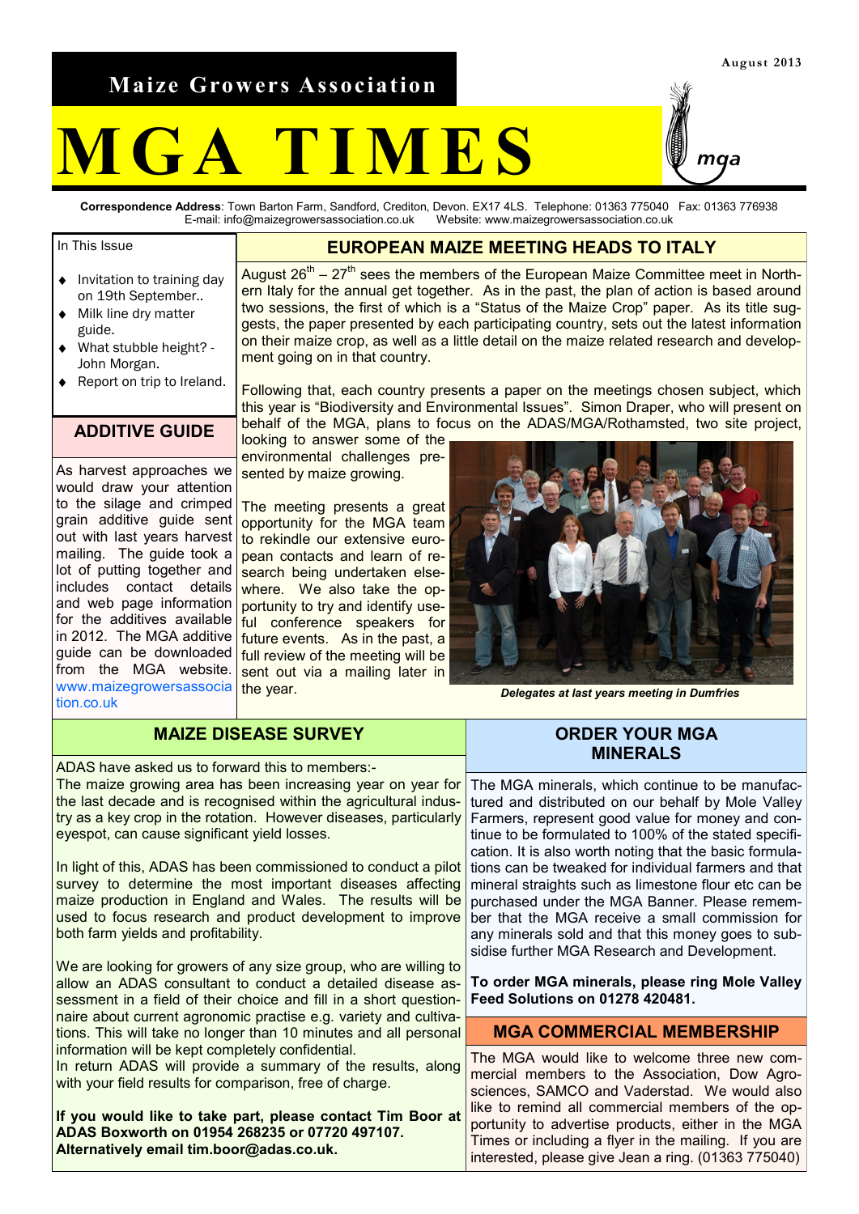August 2013

Maize Growers Association

# MGA TIMES

**Correspondence Address**: Town Barton Farm, Sandford, Crediton, Devon. EX17 4LS. Telephone: 01363 775040 Fax: 01363 776938
E-mail: info@maizegrowersassociation.co.uk Website: www.maizegrowersassociation.co.uk

In This Issue

- Invitation to training day on 19th September..
- Milk line dry matter guide.
- What stubble height? - John Morgan.
- Report on trip to Ireland.

## EUROPEAN MAIZE MEETING HEADS TO ITALY

August 26th – 27th sees the members of the European Maize Committee meet in Northern Italy for the annual get together. As in the past, the plan of action is based around two sessions, the first of which is a "Status of the Maize Crop" paper. As its title suggests, the paper presented by each participating country, sets out the latest information on their maize crop, as well as a little detail on the maize related research and development going on in that country.

Following that, each country presents a paper on the meetings chosen subject, which this year is "Biodiversity and Environmental Issues". Simon Draper, who will present on behalf of the MGA, plans to focus on the ADAS/MGA/Rothamsted, two site project, looking to answer some of the environmental challenges presented by maize growing.

The meeting presents a great opportunity for the MGA team to rekindle our extensive european contacts and learn of research being undertaken elsewhere. We also take the opportunity to try and identify useful conference speakers for future events. As in the past, a full review of the meeting will be sent out via a mailing later in the year.

*Delegates at last years meeting in Dumfries*

## ADDITIVE GUIDE

As harvest approaches we would draw your attention to the silage and crimped grain additive guide sent out with last years harvest mailing. The guide took a lot of putting together and includes contact details and web page information for the additives available in 2012. The MGA additive guide can be downloaded from the MGA website. www.maizegrowersassociation.co.uk

## MAIZE DISEASE SURVEY

ADAS have asked us to forward this to members:-
The maize growing area has been increasing year on year for the last decade and is recognised within the agricultural industry as a key crop in the rotation. However diseases, particularly eyespot, can cause significant yield losses.

In light of this, ADAS has been commissioned to conduct a pilot survey to determine the most important diseases affecting maize production in England and Wales. The results will be used to focus research and product development to improve both farm yields and profitability.

We are looking for growers of any size group, who are willing to allow an ADAS consultant to conduct a detailed disease assessment in a field of their choice and fill in a short questionnaire about current agronomic practise e.g. variety and cultivations. This will take no longer than 10 minutes and all personal information will be kept completely confidential.
In return ADAS will provide a summary of the results, along with your field results for comparison, free of charge.

**If you would like to take part, please contact Tim Boor at ADAS Boxworth on 01954 268235 or 07720 497107. Alternatively email tim.boor@adas.co.uk.**

## ORDER YOUR MGA MINERALS

The MGA minerals, which continue to be manufactured and distributed on our behalf by Mole Valley Farmers, represent good value for money and continue to be formulated to 100% of the stated specification. It is also worth noting that the basic formulations can be tweaked for individual farmers and that mineral straights such as limestone flour etc can be purchased under the MGA Banner. Please remember that the MGA receive a small commission for any minerals sold and that this money goes to subsidise further MGA Research and Development.

**To order MGA minerals, please ring Mole Valley Feed Solutions on 01278 420481.**

## MGA COMMERCIAL MEMBERSHIP

The MGA would like to welcome three new commercial members to the Association, Dow Agrosciences, SAMCO and Vaderstad. We would also like to remind all commercial members of the opportunity to advertise products, either in the MGA Times or including a flyer in the mailing. If you are interested, please give Jean a ring. (01363 775040)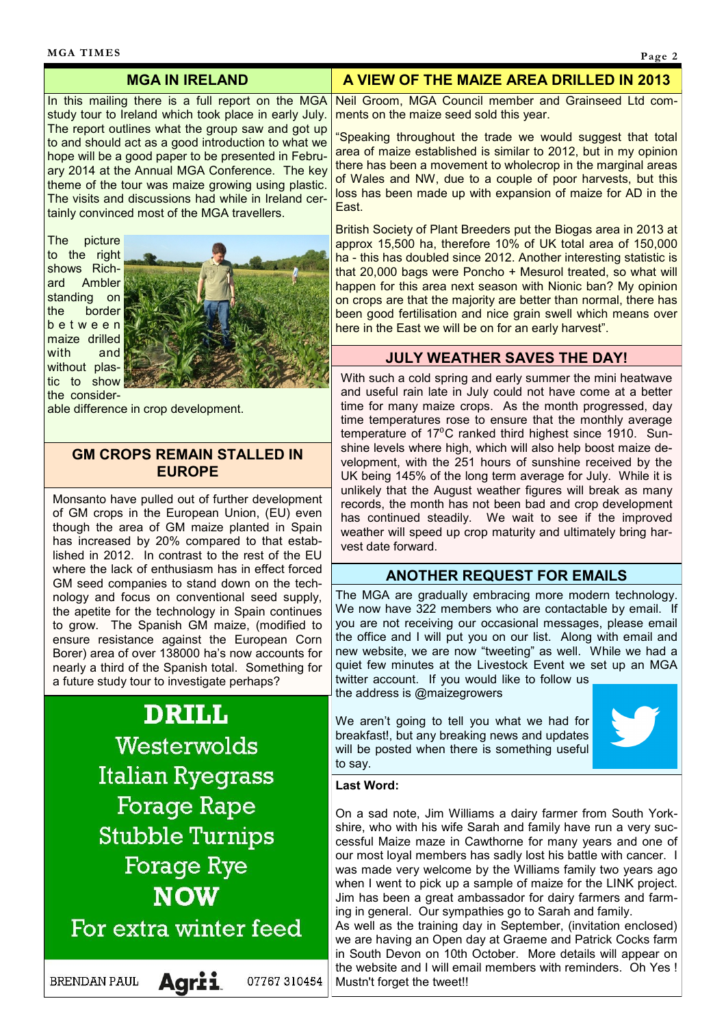## MGA IN IRELAND

In this mailing there is a full report on the MGA study tour to Ireland which took place in early July. The report outlines what the group saw and got up to and should act as a good introduction to what we hope will be a good paper to be presented in February 2014 at the Annual MGA Conference. The key theme of the tour was maize growing using plastic. The visits and discussions had while in Ireland certainly convinced most of the MGA travellers.

The picture to the right shows Richard Ambler standing on the border between maize drilled with and without plastic to show the considerable difference in crop development.

## GM CROPS REMAIN STALLED IN EUROPE

Monsanto have pulled out of further development of GM crops in the European Union, (EU) even though the area of GM maize planted in Spain has increased by 20% compared to that established in 2012. In contrast to the rest of the EU where the lack of enthusiasm has in effect forced GM seed companies to stand down on the technology and focus on conventional seed supply, the apetite for the technology in Spain continues to grow. The Spanish GM maize, (modified to ensure resistance against the European Corn Borer) area of over 138000 ha's now accounts for nearly a third of the Spanish total. Something for a future study tour to investigate perhaps?

**DRILL**
Westerwolds
Italian Ryegrass
Forage Rape
Stubble Turnips
Forage Rye
**NOW**
For extra winter feed

BRENDAN PAUL Agrii 07767 310454

## A VIEW OF THE MAIZE AREA DRILLED IN 2013

Neil Groom, MGA Council member and Grainseed Ltd comments on the maize seed sold this year.

"Speaking throughout the trade we would suggest that total area of maize established is similar to 2012, but in my opinion there has been a movement to wholecrop in the marginal areas of Wales and NW, due to a couple of poor harvests, but this loss has been made up with expansion of maize for AD in the East.

British Society of Plant Breeders put the Biogas area in 2013 at approx 15,500 ha, therefore 10% of UK total area of 150,000 ha - this has doubled since 2012. Another interesting statistic is that 20,000 bags were Poncho + Mesurol treated, so what will happen for this area next season with Nionic ban? My opinion on crops are that the majority are better than normal, there has been good fertilisation and nice grain swell which means over here in the East we will be on for an early harvest".

## JULY WEATHER SAVES THE DAY!

With such a cold spring and early summer the mini heatwave and useful rain late in July could not have come at a better time for many maize crops. As the month progressed, day time temperatures rose to ensure that the monthly average temperature of 17$^{o}$C ranked third highest since 1910. Sunshine levels where high, which will also help boost maize development, with the 251 hours of sunshine received by the UK being 145% of the long term average for July. While it is unlikely that the August weather figures will break as many records, the month has not been bad and crop development has continued steadily. We wait to see if the improved weather will speed up crop maturity and ultimately bring harvest date forward.

## ANOTHER REQUEST FOR EMAILS

The MGA are gradually embracing more modern technology. We now have 322 members who are contactable by email. If you are not receiving our occasional messages, please email the office and I will put you on our list. Along with email and new website, we are now "tweeting" as well. While we had a quiet few minutes at the Livestock Event we set up an MGA twitter account. If you would like to follow us the address is @maizegrowers

We aren't going to tell you what we had for breakfast!, but any breaking news and updates will be posted when there is something useful to say.

**Last Word:**

On a sad note, Jim Williams a dairy farmer from South Yorkshire, who with his wife Sarah and family have run a very successful Maize maze in Cawthorne for many years and one of our most loyal members has sadly lost his battle with cancer. I was made very welcome by the Williams family two years ago when I went to pick up a sample of maize for the LINK project. Jim has been a great ambassador for dairy farmers and farming in general. Our sympathies go to Sarah and family.

As well as the training day in September, (invitation enclosed) we are having an Open day at Graeme and Patrick Cocks farm in South Devon on 10th October. More details will appear on the website and I will email members with reminders. Oh Yes ! Mustn't forget the tweet!!